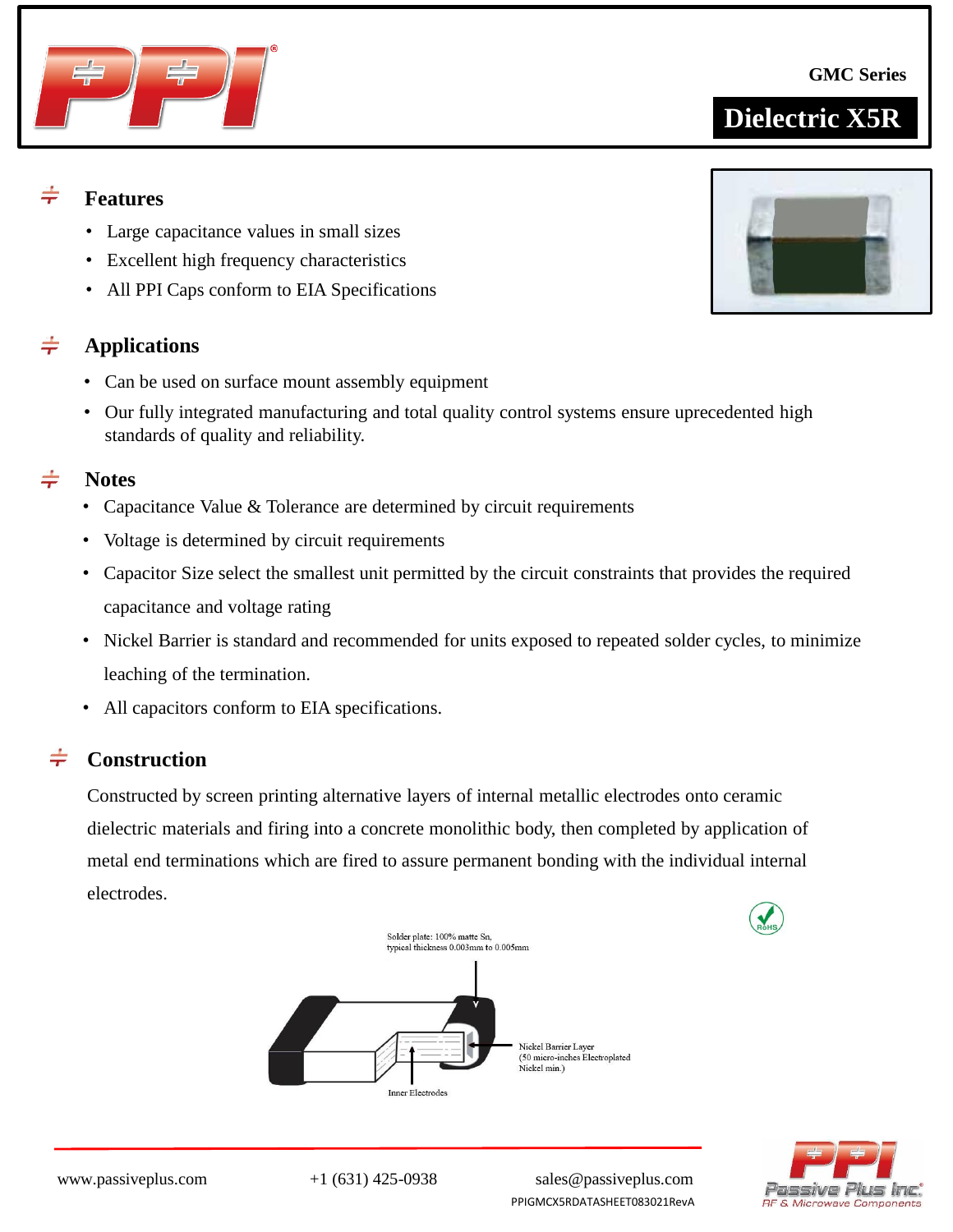GMC Series

# Dielectric X5R

## Features

- Large capacitance values in small sizes
- Excellent high frequency characteristics
- All PPI Caps conform to EIA Specifications

## Applications

- Can be used on surface mount assembly equipment
- Our fully integrated manufacturing and total quality control systems ensure uprecedented high standards of quality and reliability.

## Notes

- Capacitance Value & Tolerance are determined by circuit requirements
- Voltage is determined by circuit requirements
- Capacitor Size select the smallest unit permitted by the circuit constraints that provides the required capacitance and voltage rating
- Nickel Barrier is standard and recommended for units exposed to repeated solder cycles, to minimize leaching of the termination.
- All capacitors conform to EIA specifications.

## Construction

Constructed by screen printing alternative layers of internal metallic electrodes onto ceramic dielectric materials and firing into a concrete monolithic body, then completed by application of metal end terminations which are fired to assure permanent bonding with the individual internal electrodes.

Solder plate: 100% matte Sn, typical thickness 0.003mm to 0.005mm

Nickel Barrier Layer (50 micro-inches Electroplated Nickel min.)

Inner Electrodes

RoHS

www.passiveplus.com +1 (631) 425-0938 sales@passiveplus.com

PPIGMCX5RDATASHEET083021RevA

Passive Plus Inc. RF & Microwave Components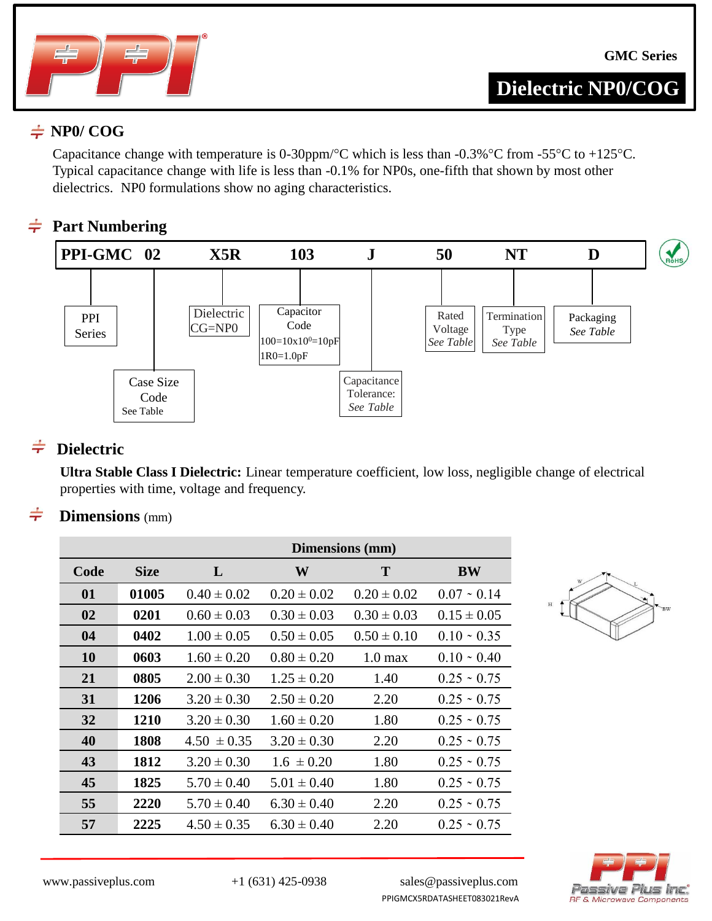GMC Series

# Dielectric NP0/COG

## NP0/ COG

Capacitance change with temperature is 0-30ppm/°C which is less than -0.3%°C from -55°C to +125°C. Typical capacitance change with life is less than -0.1% for NP0s, one-fifth that shown by most other dielectrics. NP0 formulations show no aging characteristics.

## Part Numbering

**PPI-GMC 02 X5R 103 J 50 NT D**

- PPI-GMC: PPI Series
- 02: Case Size Code — See Table
- X5R: Dielectric CG=NP0
- 103: Capacitor Code — 100=10x10$^0$=10pF, 1R0=1.0pF
- J: Capacitance Tolerance: *See Table*
- 50: Rated Voltage *See Table*
- NT: Termination Type *See Table*
- D: Packaging *See Table*

## Dielectric

**Ultra Stable Class I Dielectric:** Linear temperature coefficient, low loss, negligible change of electrical properties with time, voltage and frequency.

## Dimensions (mm)

| | | Dimensions (mm) | | | |
|---|---|---|---|---|---|
| **Code** | **Size** | **L** | **W** | **T** | **BW** |
| **01** | **01005** | 0.40 ± 0.02 | 0.20 ± 0.02 | 0.20 ± 0.02 | 0.07 ~ 0.14 |
| **02** | **0201** | 0.60 ± 0.03 | 0.30 ± 0.03 | 0.30 ± 0.03 | 0.15 ± 0.05 |
| **04** | **0402** | 1.00 ± 0.05 | 0.50 ± 0.05 | 0.50 ± 0.10 | 0.10 ~ 0.35 |
| **10** | **0603** | 1.60 ± 0.20 | 0.80 ± 0.20 | 1.0 max | 0.10 ~ 0.40 |
| **21** | **0805** | 2.00 ± 0.30 | 1.25 ± 0.20 | 1.40 | 0.25 ~ 0.75 |
| **31** | **1206** | 3.20 ± 0.30 | 2.50 ± 0.20 | 2.20 | 0.25 ~ 0.75 |
| **32** | **1210** | 3.20 ± 0.30 | 1.60 ± 0.20 | 1.80 | 0.25 ~ 0.75 |
| **40** | **1808** | 4.50 ± 0.35 | 3.20 ± 0.30 | 2.20 | 0.25 ~ 0.75 |
| **43** | **1812** | 3.20 ± 0.30 | 1.6 ± 0.20 | 1.80 | 0.25 ~ 0.75 |
| **45** | **1825** | 5.70 ± 0.40 | 5.01 ± 0.40 | 1.80 | 0.25 ~ 0.75 |
| **55** | **2220** | 5.70 ± 0.40 | 6.30 ± 0.40 | 2.20 | 0.25 ~ 0.75 |
| **57** | **2225** | 4.50 ± 0.35 | 6.30 ± 0.40 | 2.20 | 0.25 ~ 0.75 |

W L H BW

www.passiveplus.com +1 (631) 425-0938 sales@passiveplus.com
PPIGMCX5RDATASHEET083021RevA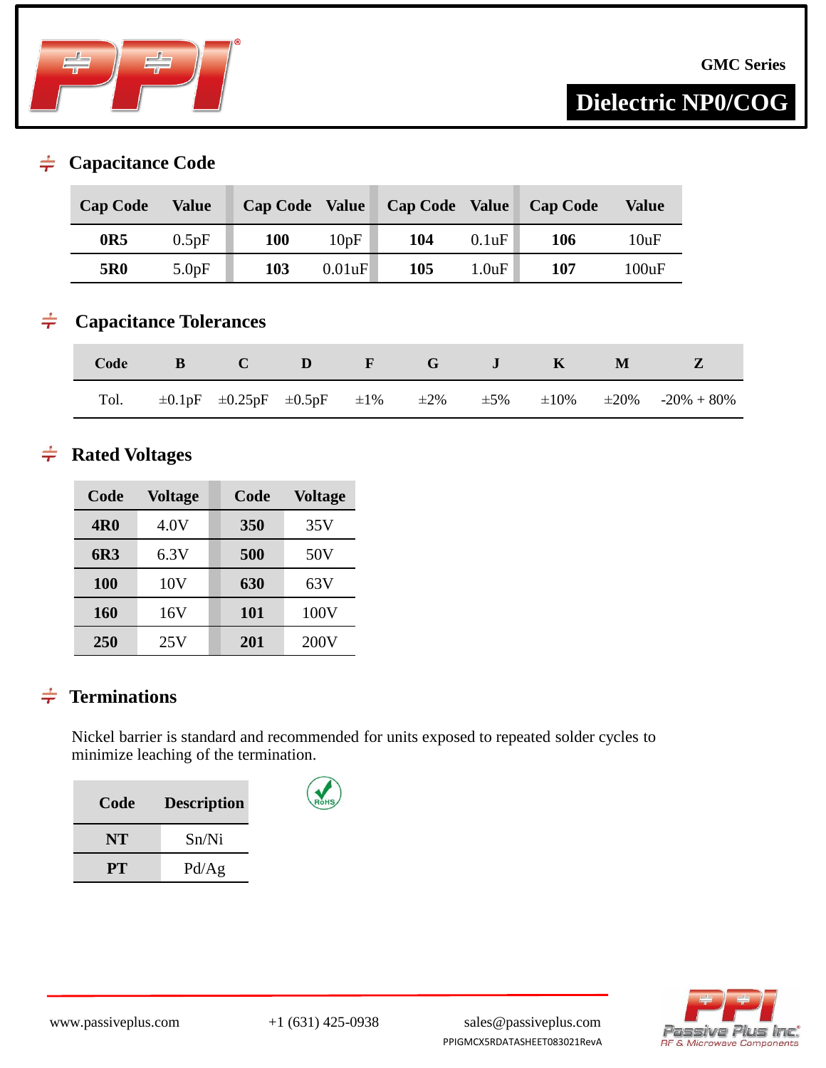GMC Series

# Dielectric NP0/COG

## Capacitance Code

| Cap Code | Value | Cap Code | Value | Cap Code | Value | Cap Code | Value |
|---|---|---|---|---|---|---|---|
| **0R5** | 0.5pF | **100** | 10pF | **104** | 0.1uF | **106** | 10uF |
| **5R0** | 5.0pF | **103** | 0.01uF | **105** | 1.0uF | **107** | 100uF |

## Capacitance Tolerances

| Code | B | C | D | F | G | J | K | M | Z |
|---|---|---|---|---|---|---|---|---|---|
| Tol. | ±0.1pF | ±0.25pF | ±0.5pF | ±1% | ±2% | ±5% | ±10% | ±20% | -20% + 80% |

## Rated Voltages

| Code | Voltage | Code | Voltage |
|---|---|---|---|
| **4R0** | 4.0V | **350** | 35V |
| **6R3** | 6.3V | **500** | 50V |
| **100** | 10V | **630** | 63V |
| **160** | 16V | **101** | 100V |
| **250** | 25V | **201** | 200V |

## Terminations

Nickel barrier is standard and recommended for units exposed to repeated solder cycles to minimize leaching of the termination.

| Code | Description |
|---|---|
| **NT** | Sn/Ni |
| **PT** | Pd/Ag |

RoHS

www.passiveplus.com +1 (631) 425-0938 sales@passiveplus.com

PPIGMCX5RDATASHEET083021RevA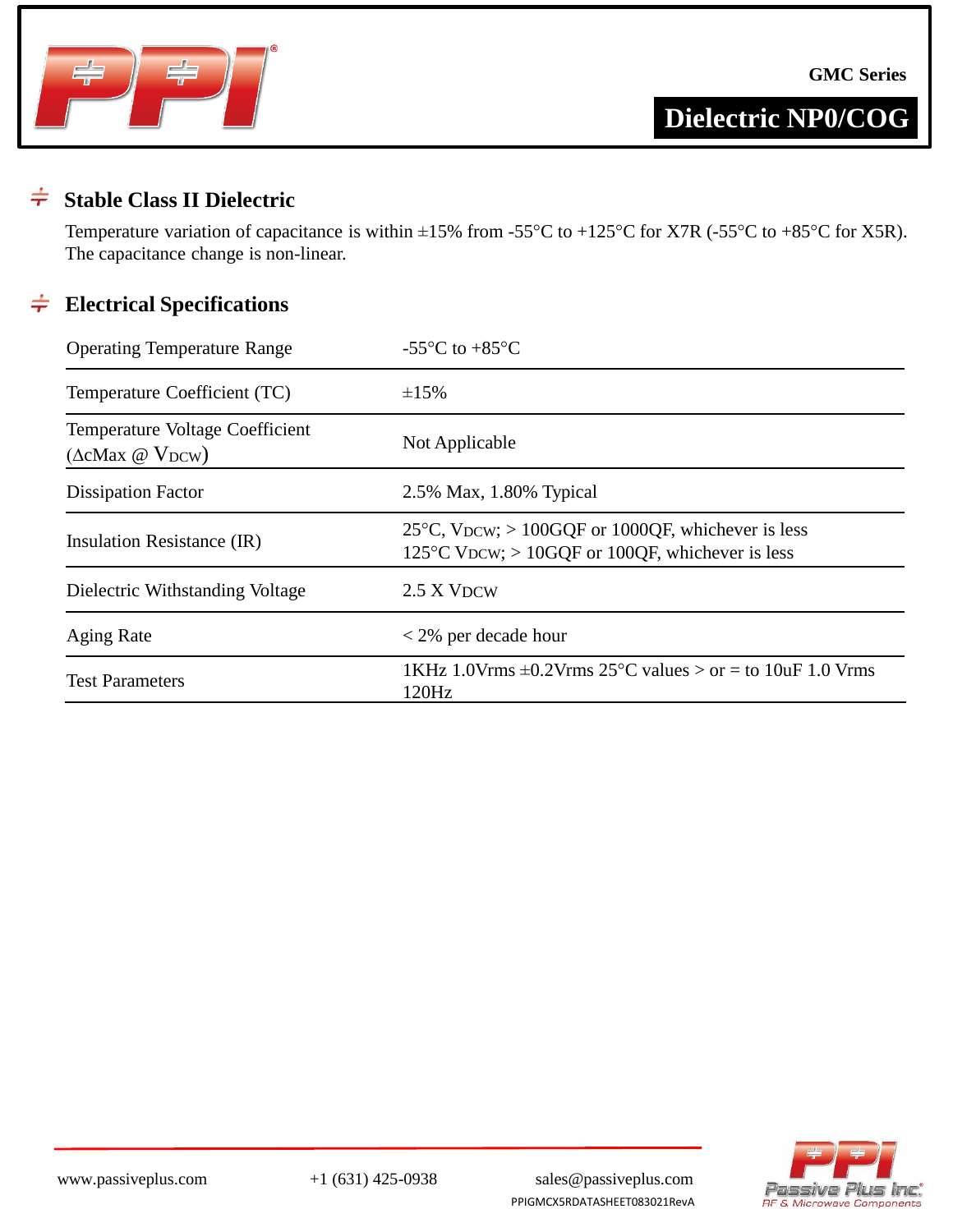GMC Series

# Dielectric NP0/COG

## Stable Class II Dielectric

Temperature variation of capacitance is within ±15% from -55°C to +125°C for X7R (-55°C to +85°C for X5R). The capacitance change is non-linear.

## Electrical Specifications

| | |
|---|---|
| Operating Temperature Range | -55°C to +85°C |
| Temperature Coefficient (TC) | ±15% |
| Temperature Voltage Coefficient (ΔcMax @ $V_{DCW}$) | Not Applicable |
| Dissipation Factor | 2.5% Max, 1.80% Typical |
| Insulation Resistance (IR) | 25°C, $V_{DCW}$; > 100GQF or 1000QF, whichever is less<br>125°C $V_{DCW}$; > 10GQF or 100QF, whichever is less |
| Dielectric Withstanding Voltage | 2.5 X $V_{DCW}$ |
| Aging Rate | < 2% per decade hour |
| Test Parameters | 1KHz 1.0Vrms ±0.2Vrms 25°C values > or = to 10uF 1.0 Vrms 120Hz |

www.passiveplus.com +1 (631) 425-0938 sales@passiveplus.com

PPIGMCX5RDATASHEET083021RevA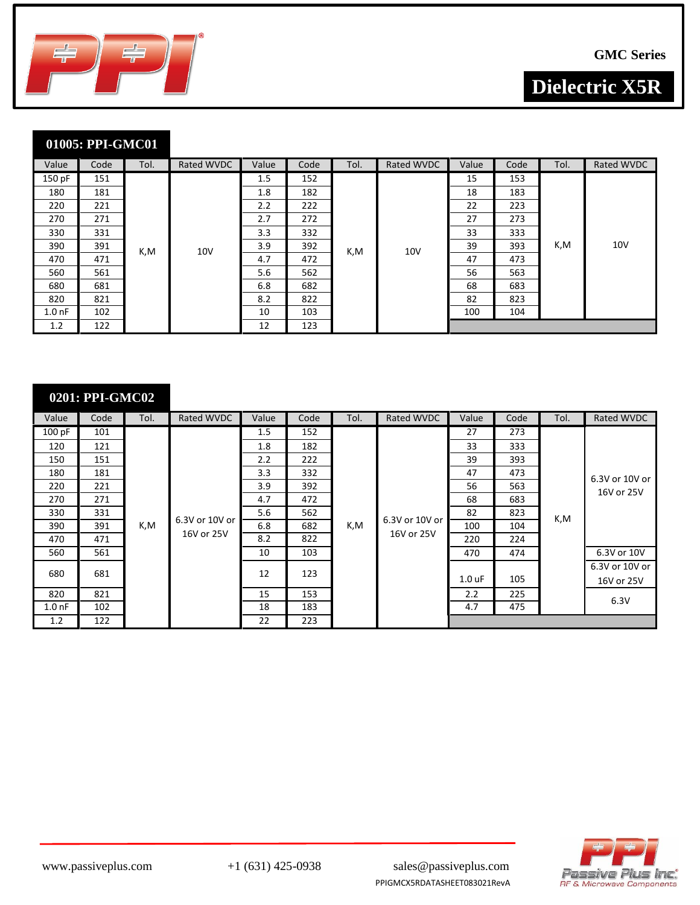GMC Series

# Dielectric X5R

## 01005: PPI-GMC01

| Value | Code | Tol. | Rated WVDC | Value | Code | Tol. | Rated WVDC | Value | Code | Tol. | Rated WVDC |
|---|---|---|---|---|---|---|---|---|---|---|---|
| 150 pF | 151 | K,M | 10V | 1.5 | 152 | K,M | 10V | 15 | 153 | K,M | 10V |
| 180 | 181 | | | 1.8 | 182 | | | 18 | 183 | | |
| 220 | 221 | | | 2.2 | 222 | | | 22 | 223 | | |
| 270 | 271 | | | 2.7 | 272 | | | 27 | 273 | | |
| 330 | 331 | | | 3.3 | 332 | | | 33 | 333 | | |
| 390 | 391 | | | 3.9 | 392 | | | 39 | 393 | | |
| 470 | 471 | | | 4.7 | 472 | | | 47 | 473 | | |
| 560 | 561 | | | 5.6 | 562 | | | 56 | 563 | | |
| 680 | 681 | | | 6.8 | 682 | | | 68 | 683 | | |
| 820 | 821 | | | 8.2 | 822 | | | 82 | 823 | | |
| 1.0 nF | 102 | | | 10 | 103 | | | 100 | 104 | | |
| 1.2 | 122 | | | 12 | 123 | | | | | | |

## 0201: PPI-GMC02

| Value | Code | Tol. | Rated WVDC | Value | Code | Tol. | Rated WVDC | Value | Code | Tol. | Rated WVDC |
|---|---|---|---|---|---|---|---|---|---|---|---|
| 100 pF | 101 | K,M | 6.3V or 10V or 16V or 25V | 1.5 | 152 | K,M | 6.3V or 10V or 16V or 25V | 27 | 273 | K,M | 6.3V or 10V or 16V or 25V |
| 120 | 121 | | | 1.8 | 182 | | | 33 | 333 | | |
| 150 | 151 | | | 2.2 | 222 | | | 39 | 393 | | |
| 180 | 181 | | | 3.3 | 332 | | | 47 | 473 | | |
| 220 | 221 | | | 3.9 | 392 | | | 56 | 563 | | |
| 270 | 271 | | | 4.7 | 472 | | | 68 | 683 | | |
| 330 | 331 | | | 5.6 | 562 | | | 82 | 823 | | |
| 390 | 391 | | | 6.8 | 682 | | | 100 | 104 | | |
| 470 | 471 | | | 8.2 | 822 | | | 220 | 224 | | |
| 560 | 561 | | | 10 | 103 | | | 470 | 474 | | 6.3V or 10V |
| 680 | 681 | | | 12 | 123 | | | 1.0 uF | 105 | | 6.3V or 10V or 16V or 25V |
| 820 | 821 | | | 15 | 153 | | | 2.2 | 225 | | 6.3V |
| 1.0 nF | 102 | | | 18 | 183 | | | 4.7 | 475 | | 6.3V |
| 1.2 | 122 | | | 22 | 223 | | | | | | |

www.passiveplus.com +1 (631) 425-0938 sales@passiveplus.com

PPIGMCX5RDATASHEET083021RevA

Passive Plus Inc. RF & Microwave Components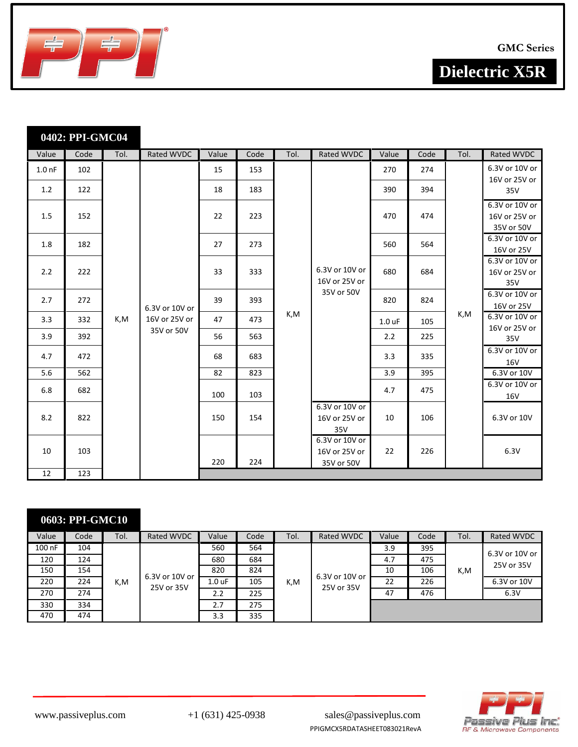GMC Series

# Dielectric X5R

## 0402: PPI-GMC04

| Value | Code | Tol. | Rated WVDC | Value | Code | Tol. | Rated WVDC | Value | Code | Tol. | Rated WVDC |
|---|---|---|---|---|---|---|---|---|---|---|---|
| 1.0 nF | 102 | K,M | 6.3V or 10V or 16V or 25V or 35V or 50V | 15 | 153 | K,M | 6.3V or 10V or 16V or 25V or 35V or 50V | 270 | 274 | K,M | 6.3V or 10V or 16V or 25V or 35V |
| 1.2 | 122 | | | 18 | 183 | | | 390 | 394 | | |
| 1.5 | 152 | | | 22 | 223 | | | 470 | 474 | | 6.3V or 10V or 16V or 25V or 35V or 50V |
| 1.8 | 182 | | | 27 | 273 | | | 560 | 564 | | 6.3V or 10V or 16V or 25V |
| 2.2 | 222 | | | 33 | 333 | | | 680 | 684 | | 6.3V or 10V or 16V or 25V or 35V |
| 2.7 | 272 | | | 39 | 393 | | | 820 | 824 | | 6.3V or 10V or 16V or 25V |
| 3.3 | 332 | | | 47 | 473 | | | 1.0 uF | 105 | | 6.3V or 10V or 16V or 25V or 35V |
| 3.9 | 392 | | | 56 | 563 | | | 2.2 | 225 | | |
| 4.7 | 472 | | | 68 | 683 | | | 3.3 | 335 | | 6.3V or 10V or 16V |
| 5.6 | 562 | | | 82 | 823 | | | 3.9 | 395 | | 6.3V or 10V |
| 6.8 | 682 | | | 100 | 103 | | | 4.7 | 475 | | 6.3V or 10V or 16V |
| 8.2 | 822 | | | 150 | 154 | | 6.3V or 10V or 16V or 25V or 35V | 10 | 106 | | 6.3V or 10V |
| 10 | 103 | | | 220 | 224 | | 6.3V or 10V or 16V or 25V or 35V or 50V | 22 | 226 | | 6.3V |
| 12 | 123 | | | | | | | | | | |

## 0603: PPI-GMC10

| Value | Code | Tol. | Rated WVDC | Value | Code | Tol. | Rated WVDC | Value | Code | Tol. | Rated WVDC |
|---|---|---|---|---|---|---|---|---|---|---|---|
| 100 nF | 104 | K,M | 6.3V or 10V or 25V or 35V | 560 | 564 | K,M | 6.3V or 10V or 25V or 35V | 3.9 | 395 | K,M | 6.3V or 10V or 25V or 35V |
| 120 | 124 | | | 680 | 684 | | | 4.7 | 475 | | |
| 150 | 154 | | | 820 | 824 | | | 10 | 106 | | |
| 220 | 224 | | | 1.0 uF | 105 | | | 22 | 226 | | 6.3V or 10V |
| 270 | 274 | | | 2.2 | 225 | | | 47 | 476 | | 6.3V |
| 330 | 334 | | | 2.7 | 275 | | | | | | |
| 470 | 474 | | | 3.3 | 335 | | | | | | |

www.passiveplus.com    +1 (631) 425-0938    sales@passiveplus.com

PPIGMCX5RDATASHEET083021RevA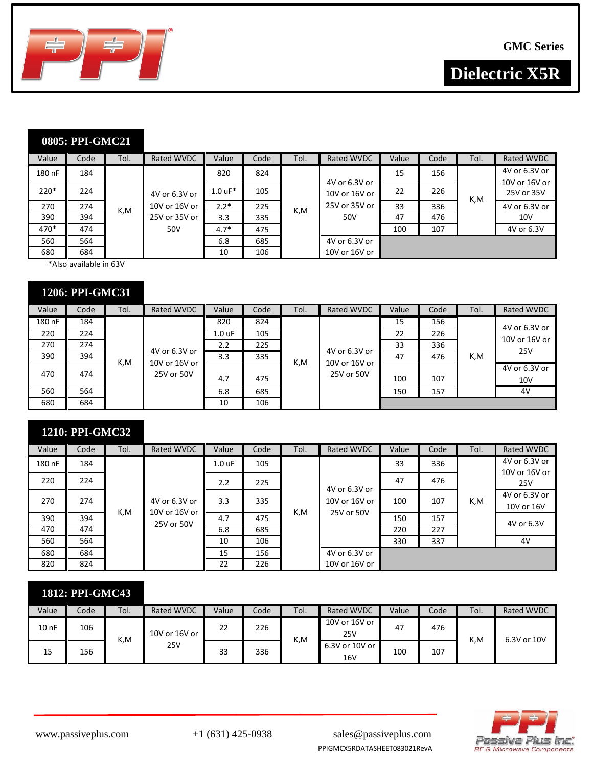GMC Series

# Dielectric X5R

## 0805: PPI-GMC21

| Value | Code | Tol. | Rated WVDC | Value | Code | Tol. | Rated WVDC | Value | Code | Tol. | Rated WVDC |
|---|---|---|---|---|---|---|---|---|---|---|---|
| 180 nF | 184 | K,M | 4V or 6.3V or 10V or 16V or 25V or 35V or 50V | 820 | 824 | K,M | 4V or 6.3V or 10V or 16V or 25V or 35V or 50V | 15 | 156 | K,M | 4V or 6.3V or 10V or 16V or 25V or 35V |
| 220* | 224 | | | 1.0 uF* | 105 | | | 22 | 226 | | |
| 270 | 274 | | | 2.2* | 225 | | | 33 | 336 | | 4V or 6.3V or 10V |
| 390 | 394 | | | 3.3 | 335 | | | 47 | 476 | | |
| 470* | 474 | | | 4.7* | 475 | | | 100 | 107 | | 4V or 6.3V |
| 560 | 564 | | | 6.8 | 685 | | 4V or 6.3V or 10V or 16V | | | | |
| 680 | 684 | | | 10 | 106 | | | | | | |

*Also available in 63V

## 1206: PPI-GMC31

| Value | Code | Tol. | Rated WVDC | Value | Code | Tol. | Rated WVDC | Value | Code | Tol. | Rated WVDC |
|---|---|---|---|---|---|---|---|---|---|---|---|
| 180 nF | 184 | K,M | 4V or 6.3V or 10V or 16V or 25V or 50V | 820 | 824 | K,M | 4V or 6.3V or 10V or 16V or 25V or 50V | 15 | 156 | K,M | 4V or 6.3V or 10V or 16V or 25V |
| 220 | 224 | | | 1.0 uF | 105 | | | 22 | 226 | | |
| 270 | 274 | | | 2.2 | 225 | | | 33 | 336 | | |
| 390 | 394 | | | 3.3 | 335 | | | 47 | 476 | | |
| 470 | 474 | | | 4.7 | 475 | | | 100 | 107 | | 4V or 6.3V or 10V |
| 560 | 564 | | | 6.8 | 685 | | | 150 | 157 | | 4V |
| 680 | 684 | | | 10 | 106 | | | | | | |

## 1210: PPI-GMC32

| Value | Code | Tol. | Rated WVDC | Value | Code | Tol. | Rated WVDC | Value | Code | Tol. | Rated WVDC |
|---|---|---|---|---|---|---|---|---|---|---|---|
| 180 nF | 184 | K,M | 4V or 6.3V or 10V or 16V or 25V or 50V | 1.0 uF | 105 | K,M | 4V or 6.3V or 10V or 16V or 25V or 50V | 33 | 336 | K,M | 4V or 6.3V or 10V or 16V or 25V |
| 220 | 224 | | | 2.2 | 225 | | | 47 | 476 | | |
| 270 | 274 | | | 3.3 | 335 | | | 100 | 107 | | 4V or 6.3V or 10V or 16V |
| 390 | 394 | | | 4.7 | 475 | | | 150 | 157 | | 4V or 6.3V |
| 470 | 474 | | | 6.8 | 685 | | | 220 | 227 | | |
| 560 | 564 | | | 10 | 106 | | | 330 | 337 | | 4V |
| 680 | 684 | | | 15 | 156 | | 4V or 6.3V or 10V or 16V | | | | |
| 820 | 824 | | | 22 | 226 | | | | | | |

## 1812: PPI-GMC43

| Value | Code | Tol. | Rated WVDC | Value | Code | Tol. | Rated WVDC | Value | Code | Tol. | Rated WVDC |
|---|---|---|---|---|---|---|---|---|---|---|---|
| 10 nF | 106 | K,M | 10V or 16V or 25V | 22 | 226 | K,M | 10V or 16V or 25V | 47 | 476 | K,M | 6.3V or 10V |
| 15 | 156 | | | 33 | 336 | | 6.3V or 10V or 16V | 100 | 107 | | |

www.passiveplus.com +1 (631) 425-0938 sales@passiveplus.com

PPIGMCX5RDATASHEET083021RevA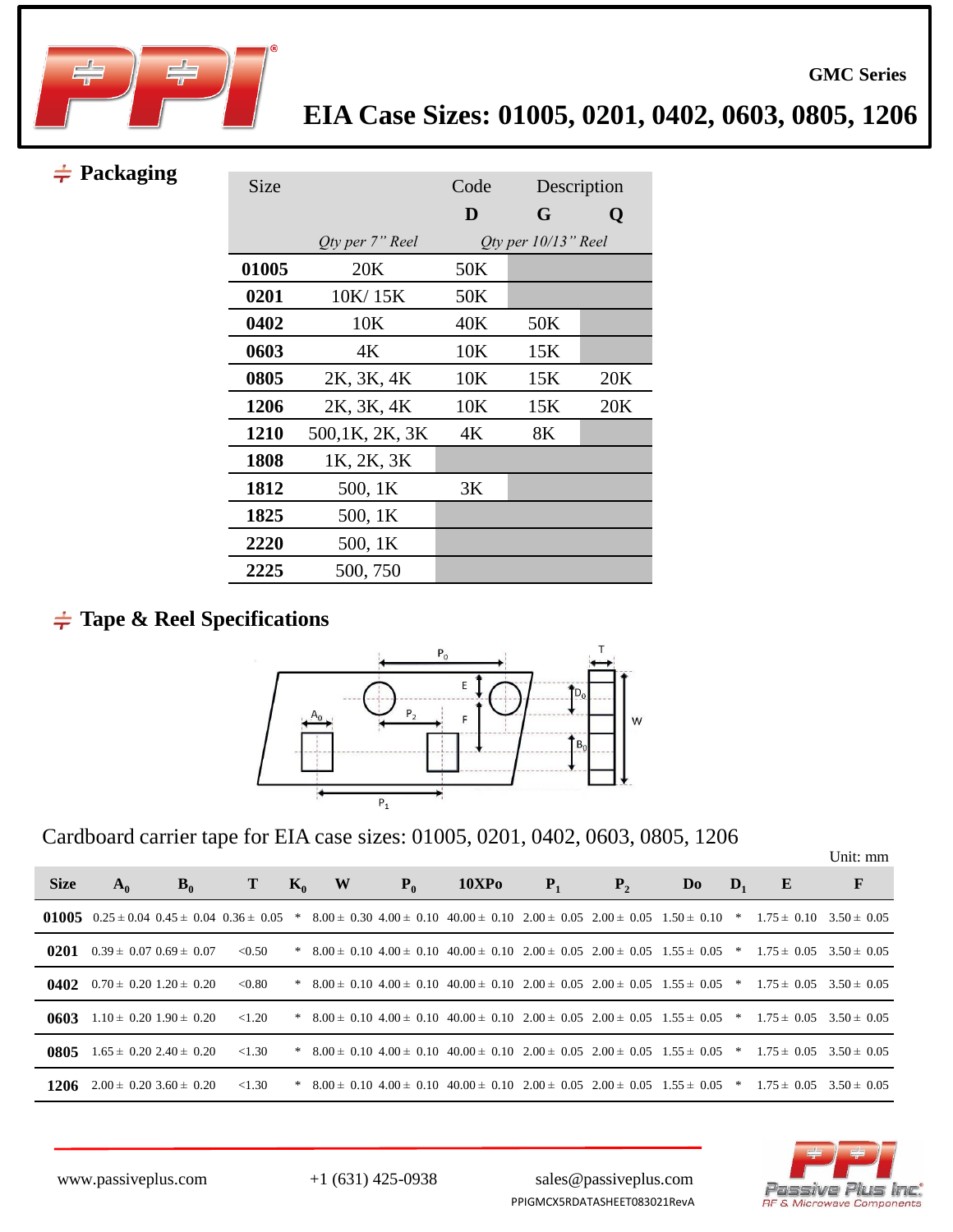GMC Series

# EIA Case Sizes: 01005, 0201, 0402, 0603, 0805, 1206

## Packaging

| Size | | Code D | Description G | Q |
|---|---|---|---|---|
| | *Qty per 7" Reel* | *Qty per 10/13" Reel* | | |
| **01005** | 20K | 50K | | |
| **0201** | 10K/ 15K | 50K | | |
| **0402** | 10K | 40K | 50K | |
| **0603** | 4K | 10K | 15K | |
| **0805** | 2K, 3K, 4K | 10K | 15K | 20K |
| **1206** | 2K, 3K, 4K | 10K | 15K | 20K |
| **1210** | 500,1K, 2K, 3K | 4K | 8K | |
| **1808** | 1K, 2K, 3K | | | |
| **1812** | 500, 1K | 3K | | |
| **1825** | 500, 1K | | | |
| **2220** | 500, 1K | | | |
| **2225** | 500, 750 | | | |

## Tape & Reel Specifications

$P_0$ T E $D_0$ $A_0$ $P_2$ F W $B_0$ $P_1$

Cardboard carrier tape for EIA case sizes: 01005, 0201, 0402, 0603, 0805, 1206

Unit: mm

| Size | $A_0$ | $B_0$ | T | $K_0$ | W | $P_0$ | 10XPo | $P_1$ | $P_2$ | Do | $D_1$ | E | F |
|---|---|---|---|---|---|---|---|---|---|---|---|---|---|
| **01005** | 0.25 ± 0.04 | 0.45 ± 0.04 | 0.36 ± 0.05 | * | 8.00 ± 0.30 | 4.00 ± 0.10 | 40.00 ± 0.10 | 2.00 ± 0.05 | 2.00 ± 0.05 | 1.50 ± 0.10 | * | 1.75 ± 0.10 | 3.50 ± 0.05 |
| **0201** | 0.39 ± 0.07 | 0.69 ± 0.07 | <0.50 | * | 8.00 ± 0.10 | 4.00 ± 0.10 | 40.00 ± 0.10 | 2.00 ± 0.05 | 2.00 ± 0.05 | 1.55 ± 0.05 | * | 1.75 ± 0.05 | 3.50 ± 0.05 |
| **0402** | 0.70 ± 0.20 | 1.20 ± 0.20 | <0.80 | * | 8.00 ± 0.10 | 4.00 ± 0.10 | 40.00 ± 0.10 | 2.00 ± 0.05 | 2.00 ± 0.05 | 1.55 ± 0.05 | * | 1.75 ± 0.05 | 3.50 ± 0.05 |
| **0603** | 1.10 ± 0.20 | 1.90 ± 0.20 | <1.20 | * | 8.00 ± 0.10 | 4.00 ± 0.10 | 40.00 ± 0.10 | 2.00 ± 0.05 | 2.00 ± 0.05 | 1.55 ± 0.05 | * | 1.75 ± 0.05 | 3.50 ± 0.05 |
| **0805** | 1.65 ± 0.20 | 2.40 ± 0.20 | <1.30 | * | 8.00 ± 0.10 | 4.00 ± 0.10 | 40.00 ± 0.10 | 2.00 ± 0.05 | 2.00 ± 0.05 | 1.55 ± 0.05 | * | 1.75 ± 0.05 | 3.50 ± 0.05 |
| **1206** | 2.00 ± 0.20 | 3.60 ± 0.20 | <1.30 | * | 8.00 ± 0.10 | 4.00 ± 0.10 | 40.00 ± 0.10 | 2.00 ± 0.05 | 2.00 ± 0.05 | 1.55 ± 0.05 | * | 1.75 ± 0.05 | 3.50 ± 0.05 |

www.passiveplus.com +1 (631) 425-0938 sales@passiveplus.com

PPIGMCX5RDATASHEET083021RevA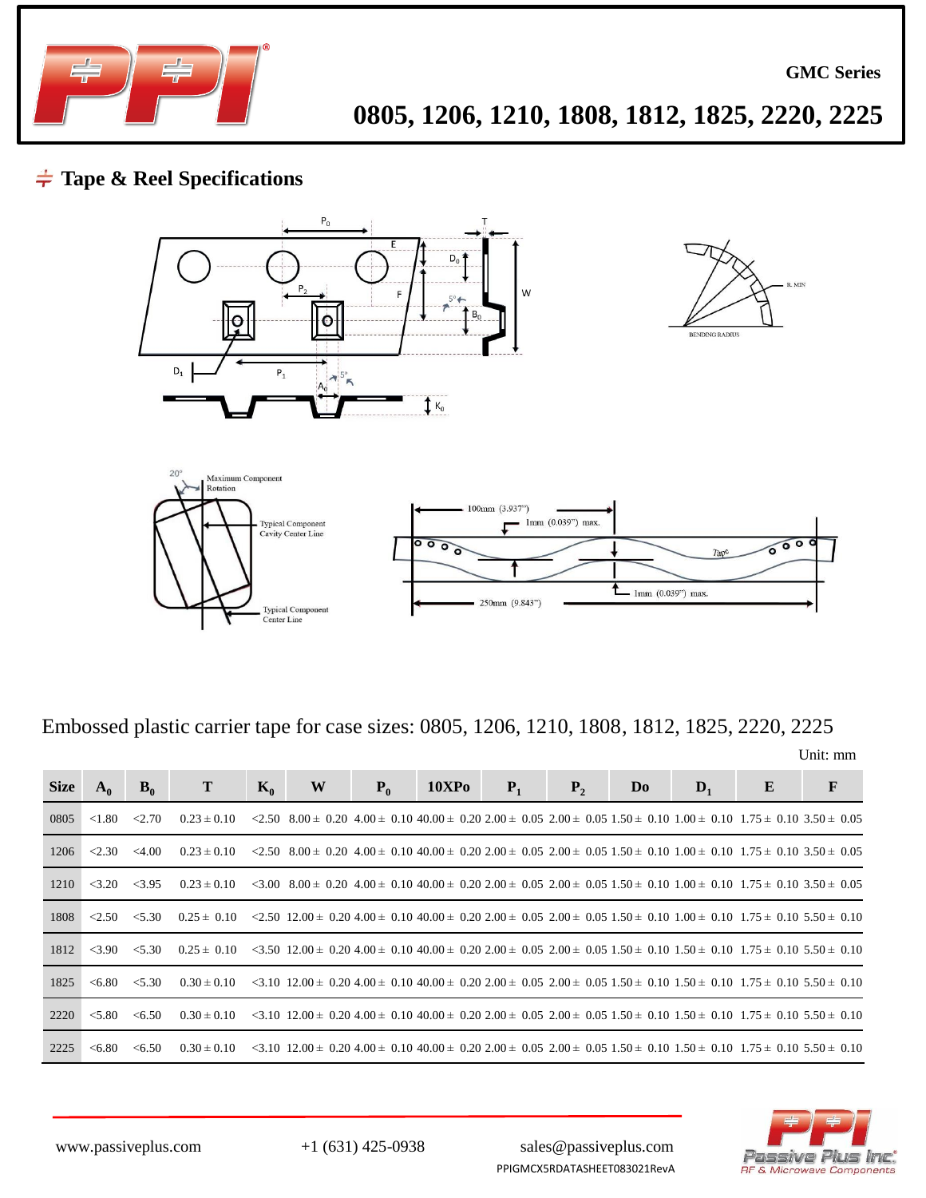GMC Series

# 0805, 1206, 1210, 1808, 1812, 1825, 2220, 2225

## Tape & Reel Specifications

P0
T
E
D0
W
P2
F
5°
B0
D1
P1
A0
5°
K0

R. MIN
BENDING RADIUS

20°
Maximum Component Rotation
Typical Component Cavity Center Line
Typical Component Center Line

100mm (3.937")
1mm (0.039") max.
Tape
1mm (0.039") max.
250mm (9.843")

Embossed plastic carrier tape for case sizes: 0805, 1206, 1210, 1808, 1812, 1825, 2220, 2225

Unit: mm

| Size | $A_0$ | $B_0$ | T | $K_0$ | W | $P_0$ | 10XPo | $P_1$ | $P_2$ | Do | $D_1$ | E | F |
|---|---|---|---|---|---|---|---|---|---|---|---|---|---|
| 0805 | <1.80 | <2.70 | 0.23 ± 0.10 | <2.50 | 8.00 ± 0.20 | 4.00 ± 0.10 | 40.00 ± 0.20 | 2.00 ± 0.05 | 2.00 ± 0.05 | 1.50 ± 0.10 | 1.00 ± 0.10 | 1.75 ± 0.10 | 3.50 ± 0.05 |
| 1206 | <2.30 | <4.00 | 0.23 ± 0.10 | <2.50 | 8.00 ± 0.20 | 4.00 ± 0.10 | 40.00 ± 0.20 | 2.00 ± 0.05 | 2.00 ± 0.05 | 1.50 ± 0.10 | 1.00 ± 0.10 | 1.75 ± 0.10 | 3.50 ± 0.05 |
| 1210 | <3.20 | <3.95 | 0.23 ± 0.10 | <3.00 | 8.00 ± 0.20 | 4.00 ± 0.10 | 40.00 ± 0.20 | 2.00 ± 0.05 | 2.00 ± 0.05 | 1.50 ± 0.10 | 1.00 ± 0.10 | 1.75 ± 0.10 | 3.50 ± 0.05 |
| 1808 | <2.50 | <5.30 | 0.25 ± 0.10 | <2.50 | 12.00 ± 0.20 | 4.00 ± 0.10 | 40.00 ± 0.20 | 2.00 ± 0.05 | 2.00 ± 0.05 | 1.50 ± 0.10 | 1.00 ± 0.10 | 1.75 ± 0.10 | 5.50 ± 0.10 |
| 1812 | <3.90 | <5.30 | 0.25 ± 0.10 | <3.50 | 12.00 ± 0.20 | 4.00 ± 0.10 | 40.00 ± 0.20 | 2.00 ± 0.05 | 2.00 ± 0.05 | 1.50 ± 0.10 | 1.50 ± 0.10 | 1.75 ± 0.10 | 5.50 ± 0.10 |
| 1825 | <6.80 | <5.30 | 0.30 ± 0.10 | <3.10 | 12.00 ± 0.20 | 4.00 ± 0.10 | 40.00 ± 0.20 | 2.00 ± 0.05 | 2.00 ± 0.05 | 1.50 ± 0.10 | 1.50 ± 0.10 | 1.75 ± 0.10 | 5.50 ± 0.10 |
| 2220 | <5.80 | <6.50 | 0.30 ± 0.10 | <3.10 | 12.00 ± 0.20 | 4.00 ± 0.10 | 40.00 ± 0.20 | 2.00 ± 0.05 | 2.00 ± 0.05 | 1.50 ± 0.10 | 1.50 ± 0.10 | 1.75 ± 0.10 | 5.50 ± 0.10 |
| 2225 | <6.80 | <6.50 | 0.30 ± 0.10 | <3.10 | 12.00 ± 0.20 | 4.00 ± 0.10 | 40.00 ± 0.20 | 2.00 ± 0.05 | 2.00 ± 0.05 | 1.50 ± 0.10 | 1.50 ± 0.10 | 1.75 ± 0.10 | 5.50 ± 0.10 |

www.passiveplus.com +1 (631) 425-0938 sales@passiveplus.com

PPIGMCX5RDATASHEET083021RevA